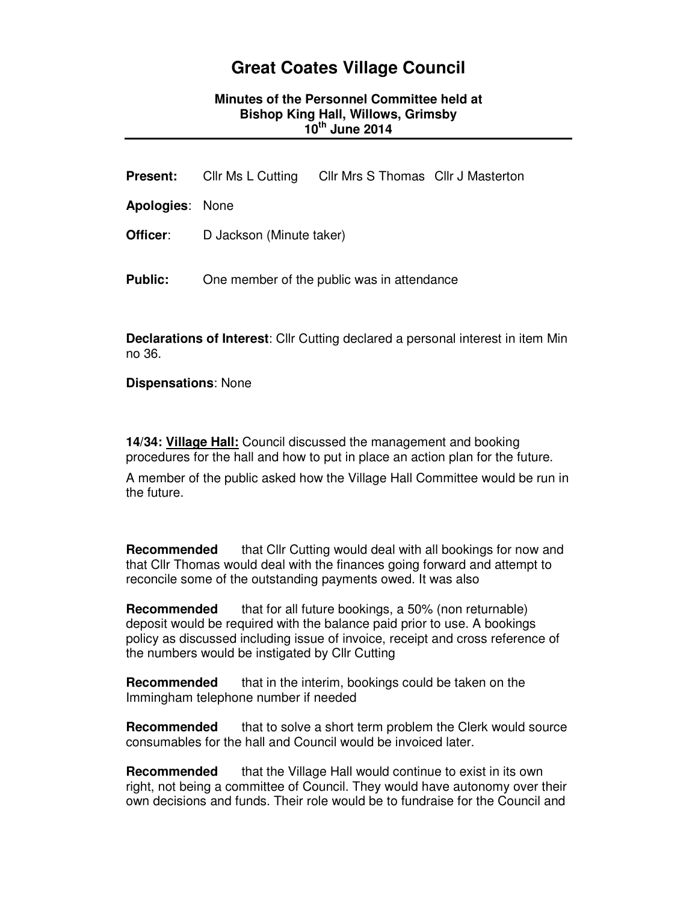# Great Coates Village Council

**Minutes of the Personnel Committee held at**
**Bishop King Hall, Willows, Grimsby**
**10th June 2014**

---

**Present:** Cllr Ms L Cutting  Cllr Mrs S Thomas  Cllr J Masterton

**Apologies**: None

**Officer**: D Jackson (Minute taker)

**Public:** One member of the public was in attendance

**Declarations of Interest**: Cllr Cutting declared a personal interest in item Min no 36.

**Dispensations**: None

**14/34: <u>Village Hall:</u>** Council discussed the management and booking procedures for the hall and how to put in place an action plan for the future.

A member of the public asked how the Village Hall Committee would be run in the future.

**Recommended** that Cllr Cutting would deal with all bookings for now and that Cllr Thomas would deal with the finances going forward and attempt to reconcile some of the outstanding payments owed. It was also

**Recommended** that for all future bookings, a 50% (non returnable) deposit would be required with the balance paid prior to use. A bookings policy as discussed including issue of invoice, receipt and cross reference of the numbers would be instigated by Cllr Cutting

**Recommended** that in the interim, bookings could be taken on the Immingham telephone number if needed

**Recommended** that to solve a short term problem the Clerk would source consumables for the hall and Council would be invoiced later.

**Recommended** that the Village Hall would continue to exist in its own right, not being a committee of Council. They would have autonomy over their own decisions and funds. Their role would be to fundraise for the Council and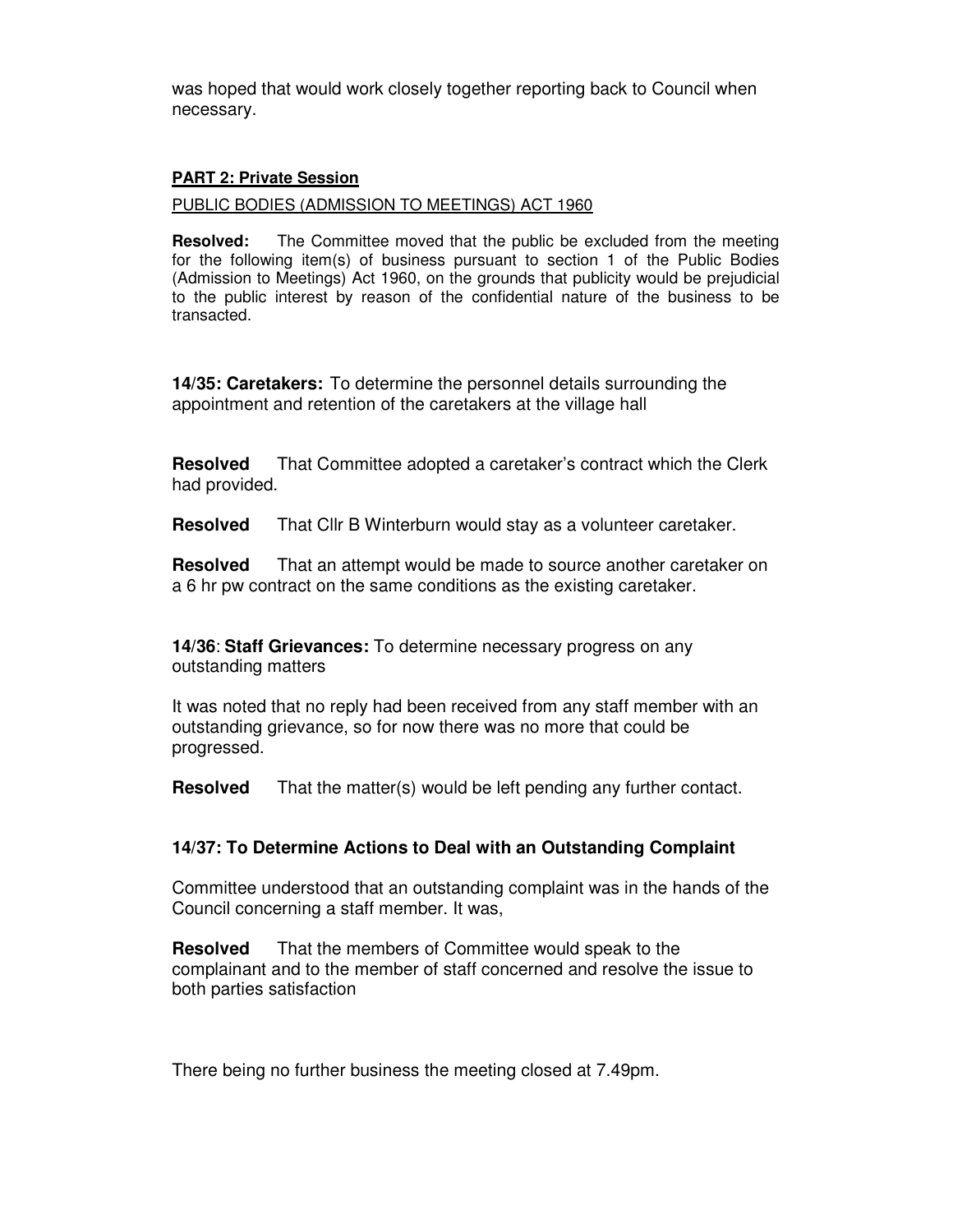was hoped that would work closely together reporting back to Council when necessary.

**PART 2: Private Session**

PUBLIC BODIES (ADMISSION TO MEETINGS) ACT 1960

**Resolved:** The Committee moved that the public be excluded from the meeting for the following item(s) of business pursuant to section 1 of the Public Bodies (Admission to Meetings) Act 1960, on the grounds that publicity would be prejudicial to the public interest by reason of the confidential nature of the business to be transacted.

**14/35: Caretakers:** To determine the personnel details surrounding the appointment and retention of the caretakers at the village hall

**Resolved** That Committee adopted a caretaker's contract which the Clerk had provided.

**Resolved** That Cllr B Winterburn would stay as a volunteer caretaker.

**Resolved** That an attempt would be made to source another caretaker on a 6 hr pw contract on the same conditions as the existing caretaker.

**14/36**: **Staff Grievances:** To determine necessary progress on any outstanding matters

It was noted that no reply had been received from any staff member with an outstanding grievance, so for now there was no more that could be progressed.

**Resolved** That the matter(s) would be left pending any further contact.

**14/37: To Determine Actions to Deal with an Outstanding Complaint**

Committee understood that an outstanding complaint was in the hands of the Council concerning a staff member. It was,

**Resolved** That the members of Committee would speak to the complainant and to the member of staff concerned and resolve the issue to both parties satisfaction

There being no further business the meeting closed at 7.49pm.